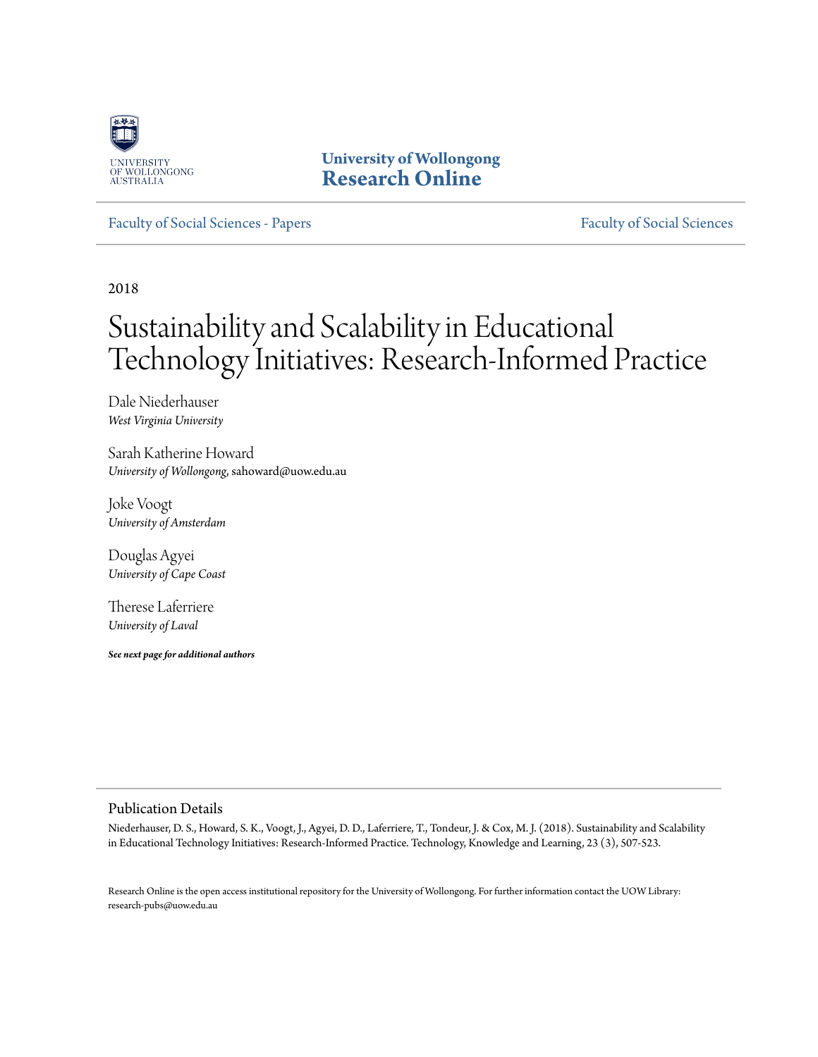University of Wollongong
**Research Online**

Faculty of Social Sciences - Papers | Faculty of Social Sciences

2018

# Sustainability and Scalability in Educational Technology Initiatives: Research-Informed Practice

Dale Niederhauser
*West Virginia University*

Sarah Katherine Howard
*University of Wollongong*, sahoward@uow.edu.au

Joke Voogt
*University of Amsterdam*

Douglas Agyei
*University of Cape Coast*

Therese Laferriere
*University of Laval*

***See next page for additional authors***

## Publication Details

Niederhauser, D. S., Howard, S. K., Voogt, J., Agyei, D. D., Laferriere, T., Tondeur, J. & Cox, M. J. (2018). Sustainability and Scalability in Educational Technology Initiatives: Research-Informed Practice. Technology, Knowledge and Learning, 23 (3), 507-523.

Research Online is the open access institutional repository for the University of Wollongong. For further information contact the UOW Library: research-pubs@uow.edu.au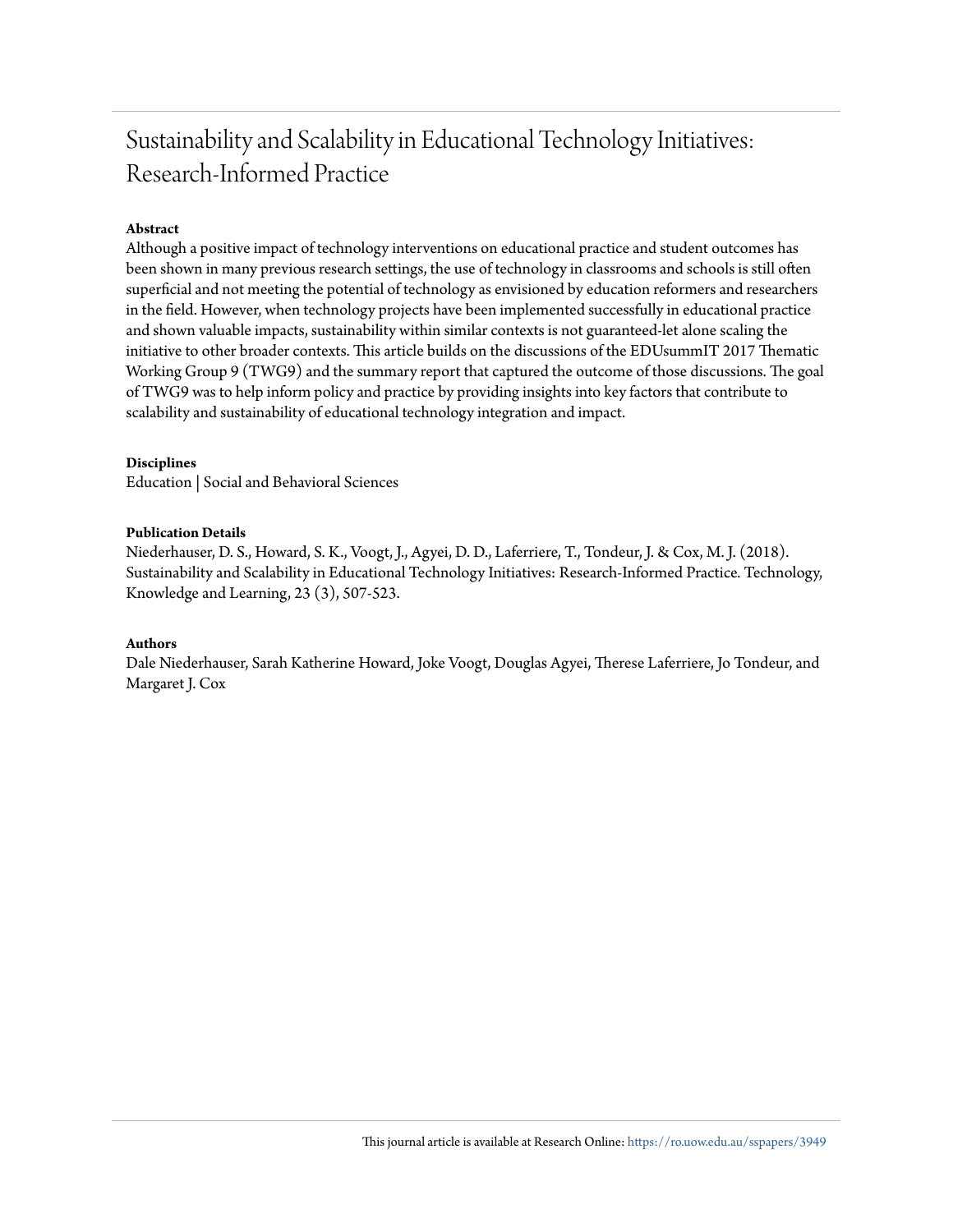# Sustainability and Scalability in Educational Technology Initiatives: Research-Informed Practice

**Abstract**

Although a positive impact of technology interventions on educational practice and student outcomes has been shown in many previous research settings, the use of technology in classrooms and schools is still often superficial and not meeting the potential of technology as envisioned by education reformers and researchers in the field. However, when technology projects have been implemented successfully in educational practice and shown valuable impacts, sustainability within similar contexts is not guaranteed-let alone scaling the initiative to other broader contexts. This article builds on the discussions of the EDUsummIT 2017 Thematic Working Group 9 (TWG9) and the summary report that captured the outcome of those discussions. The goal of TWG9 was to help inform policy and practice by providing insights into key factors that contribute to scalability and sustainability of educational technology integration and impact.

**Disciplines**

Education | Social and Behavioral Sciences

**Publication Details**

Niederhauser, D. S., Howard, S. K., Voogt, J., Agyei, D. D., Laferriere, T., Tondeur, J. & Cox, M. J. (2018). Sustainability and Scalability in Educational Technology Initiatives: Research-Informed Practice. Technology, Knowledge and Learning, 23 (3), 507-523.

**Authors**

Dale Niederhauser, Sarah Katherine Howard, Joke Voogt, Douglas Agyei, Therese Laferriere, Jo Tondeur, and Margaret J. Cox

This journal article is available at Research Online: https://ro.uow.edu.au/sspapers/3949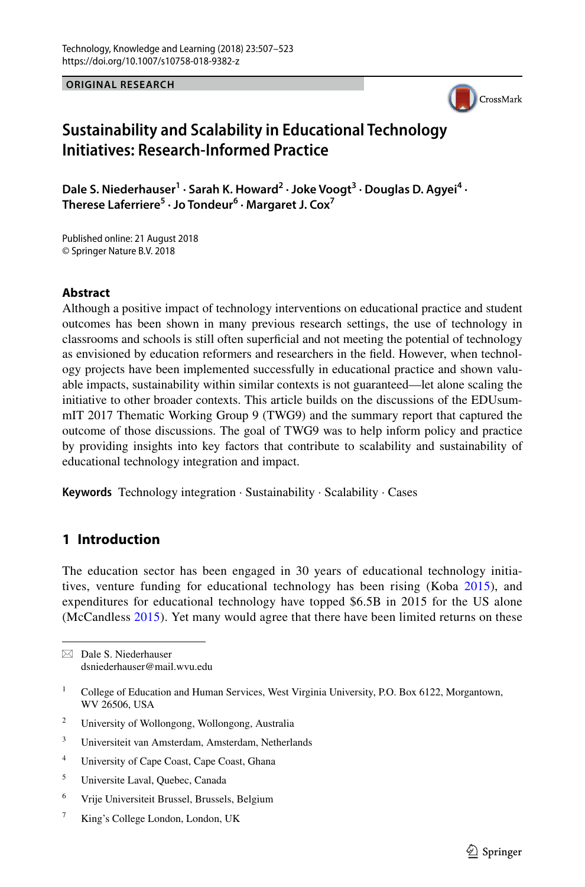ORIGINAL RESEARCH

# Sustainability and Scalability in Educational Technology Initiatives: Research-Informed Practice

**Dale S. Niederhauser[1] · Sarah K. Howard[2] · Joke Voogt[3] · Douglas D. Agyei[4] · Therese Laferriere[5] · Jo Tondeur[6] · Margaret J. Cox[7]**

Published online: 21 August 2018
© Springer Nature B.V. 2018

## Abstract

Although a positive impact of technology interventions on educational practice and student outcomes has been shown in many previous research settings, the use of technology in classrooms and schools is still often superficial and not meeting the potential of technology as envisioned by education reformers and researchers in the field. However, when technology projects have been implemented successfully in educational practice and shown valuable impacts, sustainability within similar contexts is not guaranteed—let alone scaling the initiative to other broader contexts. This article builds on the discussions of the EDUsummIT 2017 Thematic Working Group 9 (TWG9) and the summary report that captured the outcome of those discussions. The goal of TWG9 was to help inform policy and practice by providing insights into key factors that contribute to scalability and sustainability of educational technology integration and impact.

**Keywords** Technology integration · Sustainability · Scalability · Cases

## 1 Introduction

The education sector has been engaged in 30 years of educational technology initiatives, venture funding for educational technology has been rising (Koba 2015), and expenditures for educational technology have topped $6.5B in 2015 for the US alone (McCandless 2015). Yet many would agree that there have been limited returns on these

---

✉ Dale S. Niederhauser
dsniederhauser@mail.wvu.edu

[1] College of Education and Human Services, West Virginia University, P.O. Box 6122, Morgantown, WV 26506, USA

[2] University of Wollongong, Wollongong, Australia

[3] Universiteit van Amsterdam, Amsterdam, Netherlands

[4] University of Cape Coast, Cape Coast, Ghana

[5] Universite Laval, Quebec, Canada

[6] Vrije Universiteit Brussel, Brussels, Belgium

[7] King's College London, London, UK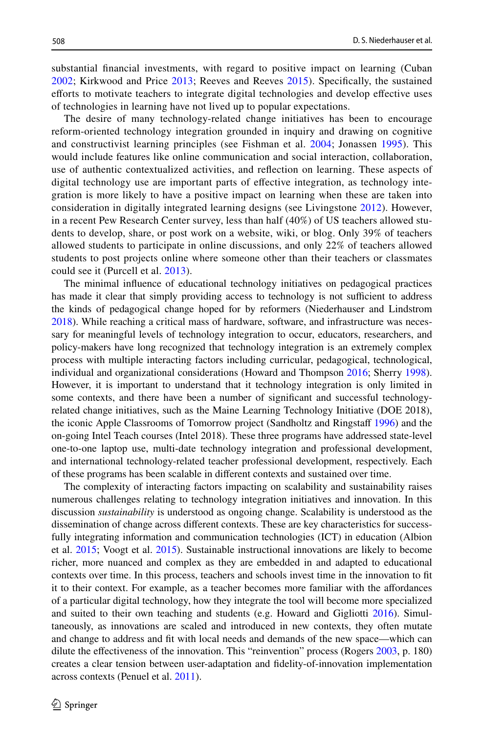substantial financial investments, with regard to positive impact on learning (Cuban 2002; Kirkwood and Price 2013; Reeves and Reeves 2015). Specifically, the sustained efforts to motivate teachers to integrate digital technologies and develop effective uses of technologies in learning have not lived up to popular expectations.

The desire of many technology-related change initiatives has been to encourage reform-oriented technology integration grounded in inquiry and drawing on cognitive and constructivist learning principles (see Fishman et al. 2004; Jonassen 1995). This would include features like online communication and social interaction, collaboration, use of authentic contextualized activities, and reflection on learning. These aspects of digital technology use are important parts of effective integration, as technology integration is more likely to have a positive impact on learning when these are taken into consideration in digitally integrated learning designs (see Livingstone 2012). However, in a recent Pew Research Center survey, less than half (40%) of US teachers allowed students to develop, share, or post work on a website, wiki, or blog. Only 39% of teachers allowed students to participate in online discussions, and only 22% of teachers allowed students to post projects online where someone other than their teachers or classmates could see it (Purcell et al. 2013).

The minimal influence of educational technology initiatives on pedagogical practices has made it clear that simply providing access to technology is not sufficient to address the kinds of pedagogical change hoped for by reformers (Niederhauser and Lindstrom 2018). While reaching a critical mass of hardware, software, and infrastructure was necessary for meaningful levels of technology integration to occur, educators, researchers, and policy-makers have long recognized that technology integration is an extremely complex process with multiple interacting factors including curricular, pedagogical, technological, individual and organizational considerations (Howard and Thompson 2016; Sherry 1998). However, it is important to understand that it technology integration is only limited in some contexts, and there have been a number of significant and successful technology-related change initiatives, such as the Maine Learning Technology Initiative (DOE 2018), the iconic Apple Classrooms of Tomorrow project (Sandholtz and Ringstaff 1996) and the on-going Intel Teach courses (Intel 2018). These three programs have addressed state-level one-to-one laptop use, multi-date technology integration and professional development, and international technology-related teacher professional development, respectively. Each of these programs has been scalable in different contexts and sustained over time.

The complexity of interacting factors impacting on scalability and sustainability raises numerous challenges relating to technology integration initiatives and innovation. In this discussion *sustainability* is understood as ongoing change. Scalability is understood as the dissemination of change across different contexts. These are key characteristics for successfully integrating information and communication technologies (ICT) in education (Albion et al. 2015; Voogt et al. 2015). Sustainable instructional innovations are likely to become richer, more nuanced and complex as they are embedded in and adapted to educational contexts over time. In this process, teachers and schools invest time in the innovation to fit it to their context. For example, as a teacher becomes more familiar with the affordances of a particular digital technology, how they integrate the tool will become more specialized and suited to their own teaching and students (e.g. Howard and Gigliotti 2016). Simultaneously, as innovations are scaled and introduced in new contexts, they often mutate and change to address and fit with local needs and demands of the new space—which can dilute the effectiveness of the innovation. This "reinvention" process (Rogers 2003, p. 180) creates a clear tension between user-adaptation and fidelity-of-innovation implementation across contexts (Penuel et al. 2011).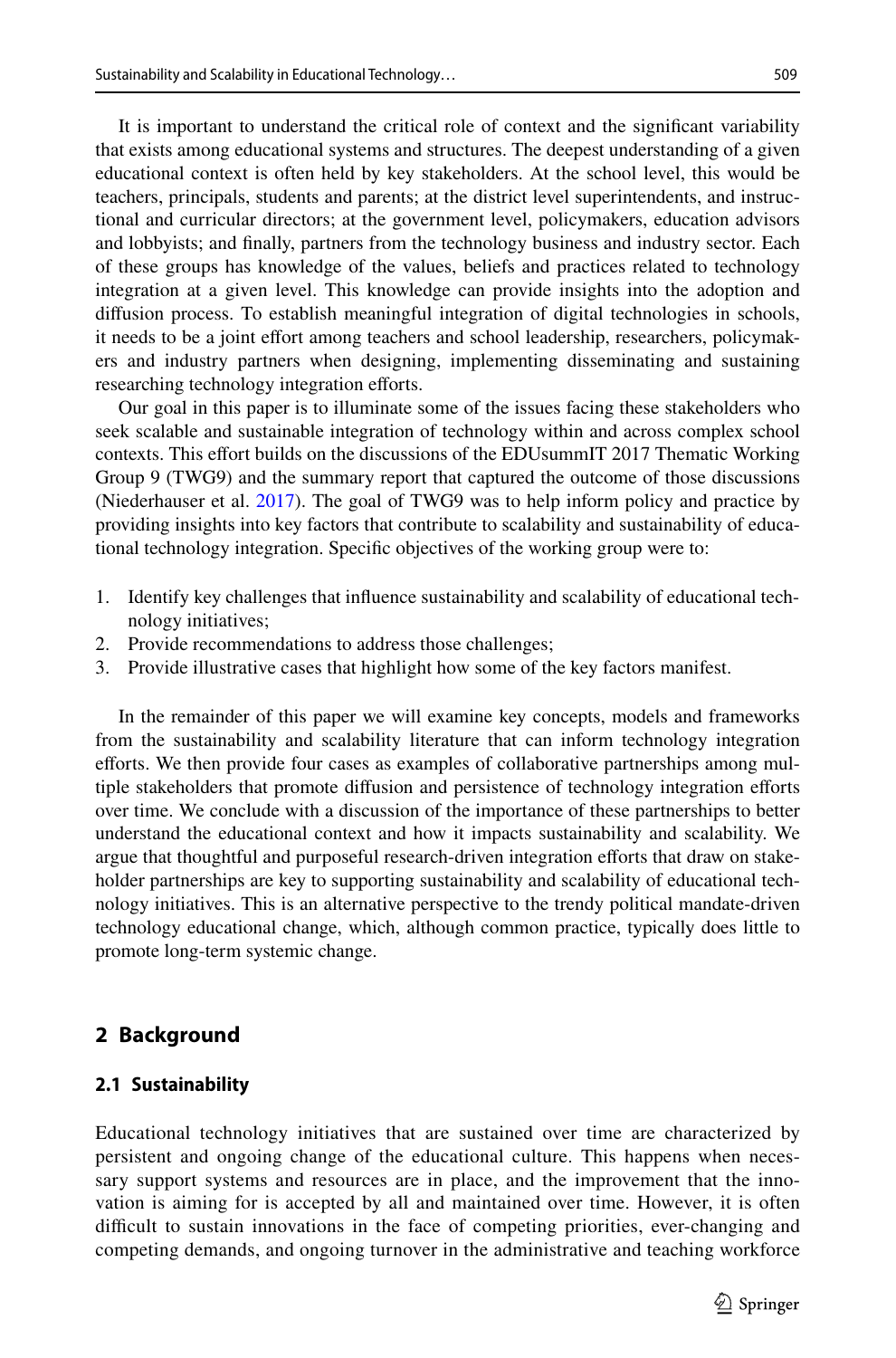It is important to understand the critical role of context and the significant variability that exists among educational systems and structures. The deepest understanding of a given educational context is often held by key stakeholders. At the school level, this would be teachers, principals, students and parents; at the district level superintendents, and instructional and curricular directors; at the government level, policymakers, education advisors and lobbyists; and finally, partners from the technology business and industry sector. Each of these groups has knowledge of the values, beliefs and practices related to technology integration at a given level. This knowledge can provide insights into the adoption and diffusion process. To establish meaningful integration of digital technologies in schools, it needs to be a joint effort among teachers and school leadership, researchers, policymakers and industry partners when designing, implementing disseminating and sustaining researching technology integration efforts.

Our goal in this paper is to illuminate some of the issues facing these stakeholders who seek scalable and sustainable integration of technology within and across complex school contexts. This effort builds on the discussions of the EDUsummIT 2017 Thematic Working Group 9 (TWG9) and the summary report that captured the outcome of those discussions (Niederhauser et al. 2017). The goal of TWG9 was to help inform policy and practice by providing insights into key factors that contribute to scalability and sustainability of educational technology integration. Specific objectives of the working group were to:

1. Identify key challenges that influence sustainability and scalability of educational technology initiatives;
2. Provide recommendations to address those challenges;
3. Provide illustrative cases that highlight how some of the key factors manifest.

In the remainder of this paper we will examine key concepts, models and frameworks from the sustainability and scalability literature that can inform technology integration efforts. We then provide four cases as examples of collaborative partnerships among multiple stakeholders that promote diffusion and persistence of technology integration efforts over time. We conclude with a discussion of the importance of these partnerships to better understand the educational context and how it impacts sustainability and scalability. We argue that thoughtful and purposeful research-driven integration efforts that draw on stakeholder partnerships are key to supporting sustainability and scalability of educational technology initiatives. This is an alternative perspective to the trendy political mandate-driven technology educational change, which, although common practice, typically does little to promote long-term systemic change.

## 2 Background

### 2.1 Sustainability

Educational technology initiatives that are sustained over time are characterized by persistent and ongoing change of the educational culture. This happens when necessary support systems and resources are in place, and the improvement that the innovation is aiming for is accepted by all and maintained over time. However, it is often difficult to sustain innovations in the face of competing priorities, ever-changing and competing demands, and ongoing turnover in the administrative and teaching workforce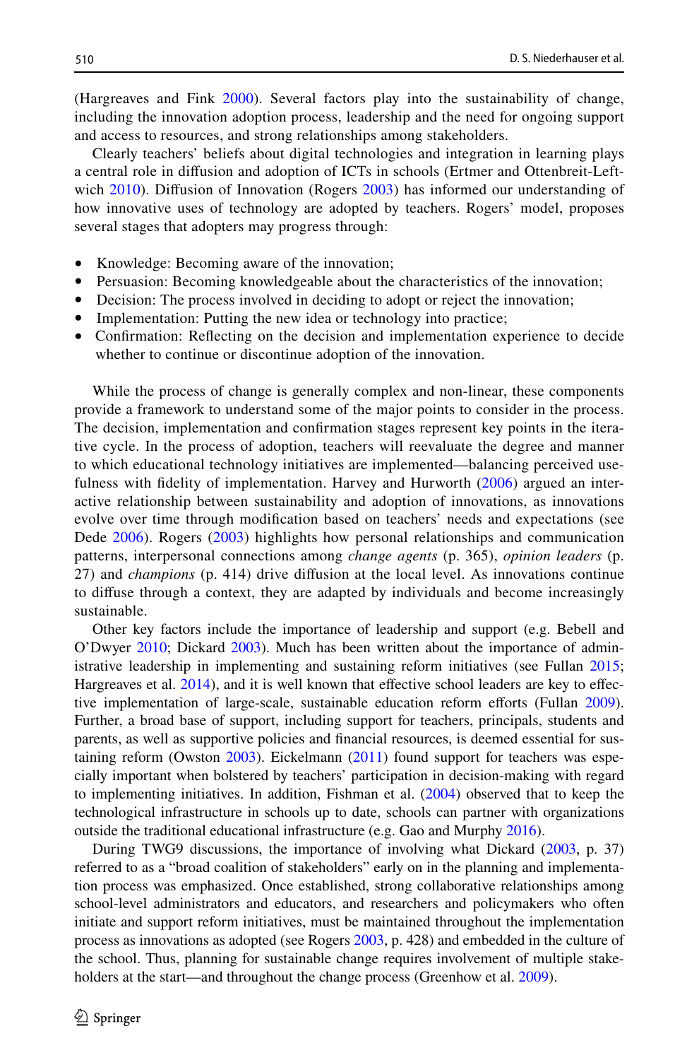(Hargreaves and Fink 2000). Several factors play into the sustainability of change, including the innovation adoption process, leadership and the need for ongoing support and access to resources, and strong relationships among stakeholders.

Clearly teachers' beliefs about digital technologies and integration in learning plays a central role in diffusion and adoption of ICTs in schools (Ertmer and Ottenbreit-Leftwich 2010). Diffusion of Innovation (Rogers 2003) has informed our understanding of how innovative uses of technology are adopted by teachers. Rogers' model, proposes several stages that adopters may progress through:

- Knowledge: Becoming aware of the innovation;
- Persuasion: Becoming knowledgeable about the characteristics of the innovation;
- Decision: The process involved in deciding to adopt or reject the innovation;
- Implementation: Putting the new idea or technology into practice;
- Confirmation: Reflecting on the decision and implementation experience to decide whether to continue or discontinue adoption of the innovation.

While the process of change is generally complex and non-linear, these components provide a framework to understand some of the major points to consider in the process. The decision, implementation and confirmation stages represent key points in the iterative cycle. In the process of adoption, teachers will reevaluate the degree and manner to which educational technology initiatives are implemented—balancing perceived usefulness with fidelity of implementation. Harvey and Hurworth (2006) argued an interactive relationship between sustainability and adoption of innovations, as innovations evolve over time through modification based on teachers' needs and expectations (see Dede 2006). Rogers (2003) highlights how personal relationships and communication patterns, interpersonal connections among *change agents* (p. 365), *opinion leaders* (p. 27) and *champions* (p. 414) drive diffusion at the local level. As innovations continue to diffuse through a context, they are adapted by individuals and become increasingly sustainable.

Other key factors include the importance of leadership and support (e.g. Bebell and O'Dwyer 2010; Dickard 2003). Much has been written about the importance of administrative leadership in implementing and sustaining reform initiatives (see Fullan 2015; Hargreaves et al. 2014), and it is well known that effective school leaders are key to effective implementation of large-scale, sustainable education reform efforts (Fullan 2009). Further, a broad base of support, including support for teachers, principals, students and parents, as well as supportive policies and financial resources, is deemed essential for sustaining reform (Owston 2003). Eickelmann (2011) found support for teachers was especially important when bolstered by teachers' participation in decision-making with regard to implementing initiatives. In addition, Fishman et al. (2004) observed that to keep the technological infrastructure in schools up to date, schools can partner with organizations outside the traditional educational infrastructure (e.g. Gao and Murphy 2016).

During TWG9 discussions, the importance of involving what Dickard (2003, p. 37) referred to as a "broad coalition of stakeholders" early on in the planning and implementation process was emphasized. Once established, strong collaborative relationships among school-level administrators and educators, and researchers and policymakers who often initiate and support reform initiatives, must be maintained throughout the implementation process as innovations as adopted (see Rogers 2003, p. 428) and embedded in the culture of the school. Thus, planning for sustainable change requires involvement of multiple stakeholders at the start—and throughout the change process (Greenhow et al. 2009).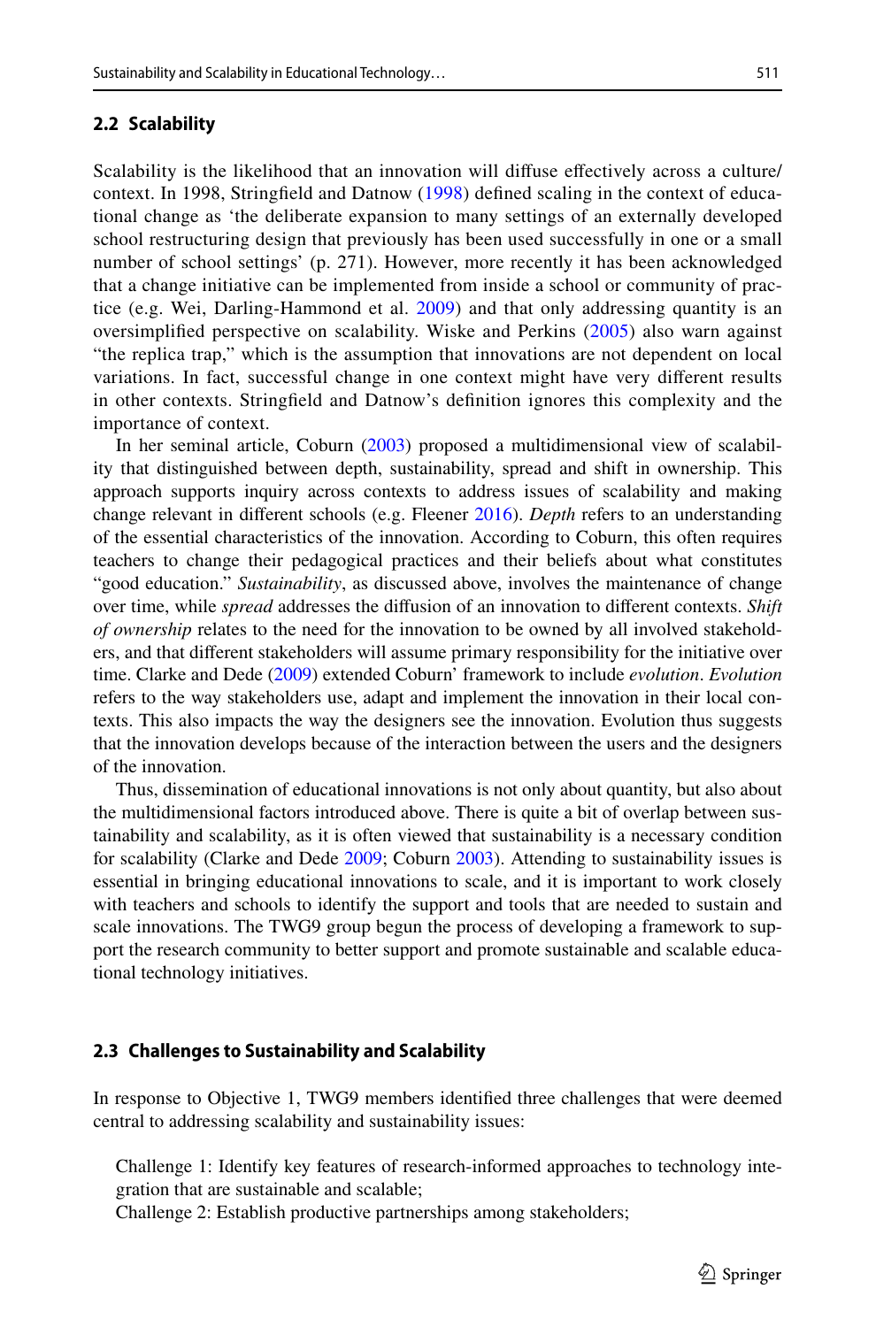### 2.2 Scalability

Scalability is the likelihood that an innovation will diffuse effectively across a culture/context. In 1998, Stringfield and Datnow (1998) defined scaling in the context of educational change as 'the deliberate expansion to many settings of an externally developed school restructuring design that previously has been used successfully in one or a small number of school settings' (p. 271). However, more recently it has been acknowledged that a change initiative can be implemented from inside a school or community of practice (e.g. Wei, Darling-Hammond et al. 2009) and that only addressing quantity is an oversimplified perspective on scalability. Wiske and Perkins (2005) also warn against "the replica trap," which is the assumption that innovations are not dependent on local variations. In fact, successful change in one context might have very different results in other contexts. Stringfield and Datnow's definition ignores this complexity and the importance of context.

In her seminal article, Coburn (2003) proposed a multidimensional view of scalability that distinguished between depth, sustainability, spread and shift in ownership. This approach supports inquiry across contexts to address issues of scalability and making change relevant in different schools (e.g. Fleener 2016). *Depth* refers to an understanding of the essential characteristics of the innovation. According to Coburn, this often requires teachers to change their pedagogical practices and their beliefs about what constitutes "good education." *Sustainability*, as discussed above, involves the maintenance of change over time, while *spread* addresses the diffusion of an innovation to different contexts. *Shift of ownership* relates to the need for the innovation to be owned by all involved stakeholders, and that different stakeholders will assume primary responsibility for the initiative over time. Clarke and Dede (2009) extended Coburn' framework to include *evolution*. *Evolution* refers to the way stakeholders use, adapt and implement the innovation in their local contexts. This also impacts the way the designers see the innovation. Evolution thus suggests that the innovation develops because of the interaction between the users and the designers of the innovation.

Thus, dissemination of educational innovations is not only about quantity, but also about the multidimensional factors introduced above. There is quite a bit of overlap between sustainability and scalability, as it is often viewed that sustainability is a necessary condition for scalability (Clarke and Dede 2009; Coburn 2003). Attending to sustainability issues is essential in bringing educational innovations to scale, and it is important to work closely with teachers and schools to identify the support and tools that are needed to sustain and scale innovations. The TWG9 group begun the process of developing a framework to support the research community to better support and promote sustainable and scalable educational technology initiatives.

### 2.3 Challenges to Sustainability and Scalability

In response to Objective 1, TWG9 members identified three challenges that were deemed central to addressing scalability and sustainability issues:

Challenge 1: Identify key features of research-informed approaches to technology integration that are sustainable and scalable;
Challenge 2: Establish productive partnerships among stakeholders;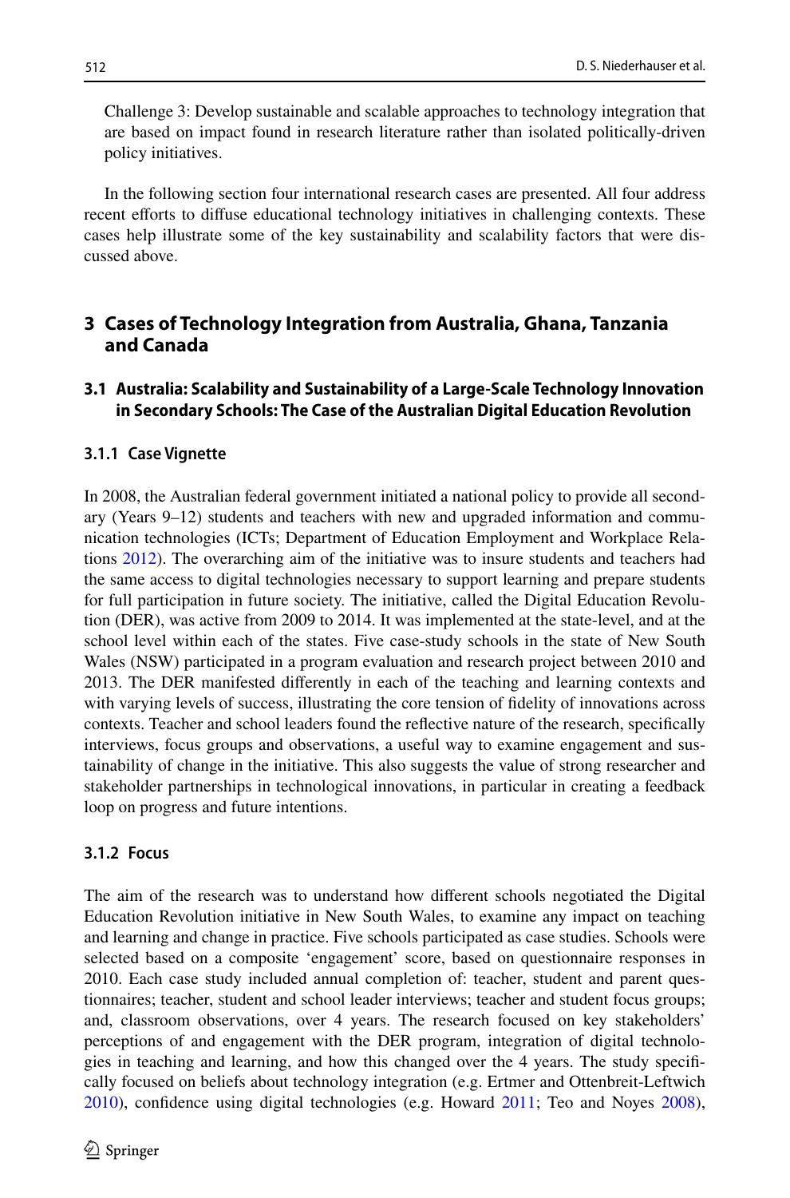Challenge 3: Develop sustainable and scalable approaches to technology integration that are based on impact found in research literature rather than isolated politically-driven policy initiatives.

In the following section four international research cases are presented. All four address recent efforts to diffuse educational technology initiatives in challenging contexts. These cases help illustrate some of the key sustainability and scalability factors that were discussed above.

## 3 Cases of Technology Integration from Australia, Ghana, Tanzania and Canada

### 3.1 Australia: Scalability and Sustainability of a Large-Scale Technology Innovation in Secondary Schools: The Case of the Australian Digital Education Revolution

#### 3.1.1 Case Vignette

In 2008, the Australian federal government initiated a national policy to provide all secondary (Years 9–12) students and teachers with new and upgraded information and communication technologies (ICTs; Department of Education Employment and Workplace Relations 2012). The overarching aim of the initiative was to insure students and teachers had the same access to digital technologies necessary to support learning and prepare students for full participation in future society. The initiative, called the Digital Education Revolution (DER), was active from 2009 to 2014. It was implemented at the state-level, and at the school level within each of the states. Five case-study schools in the state of New South Wales (NSW) participated in a program evaluation and research project between 2010 and 2013. The DER manifested differently in each of the teaching and learning contexts and with varying levels of success, illustrating the core tension of fidelity of innovations across contexts. Teacher and school leaders found the reflective nature of the research, specifically interviews, focus groups and observations, a useful way to examine engagement and sustainability of change in the initiative. This also suggests the value of strong researcher and stakeholder partnerships in technological innovations, in particular in creating a feedback loop on progress and future intentions.

#### 3.1.2 Focus

The aim of the research was to understand how different schools negotiated the Digital Education Revolution initiative in New South Wales, to examine any impact on teaching and learning and change in practice. Five schools participated as case studies. Schools were selected based on a composite 'engagement' score, based on questionnaire responses in 2010. Each case study included annual completion of: teacher, student and parent questionnaires; teacher, student and school leader interviews; teacher and student focus groups; and, classroom observations, over 4 years. The research focused on key stakeholders' perceptions of and engagement with the DER program, integration of digital technologies in teaching and learning, and how this changed over the 4 years. The study specifically focused on beliefs about technology integration (e.g. Ertmer and Ottenbreit-Leftwich 2010), confidence using digital technologies (e.g. Howard 2011; Teo and Noyes 2008),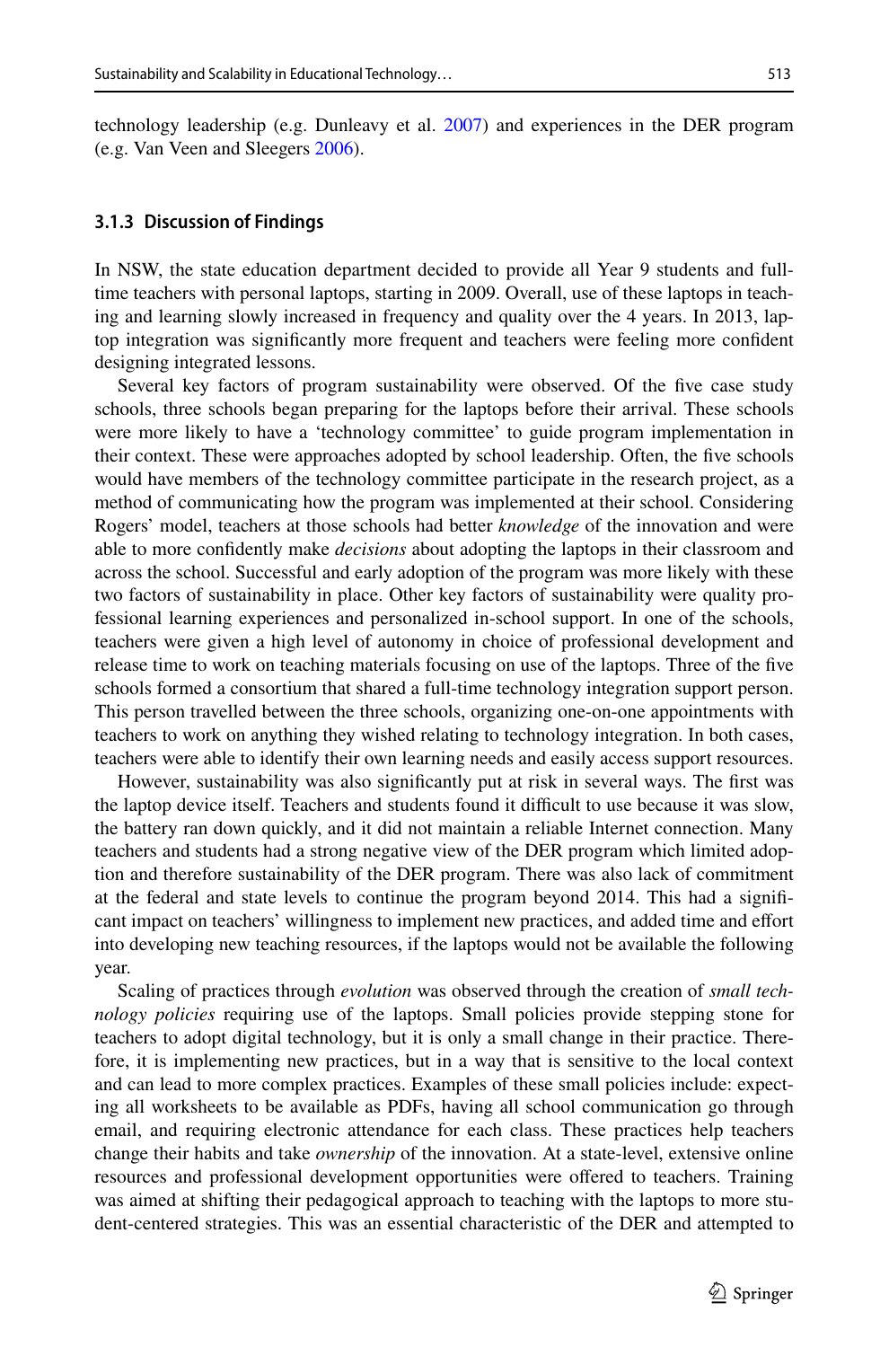technology leadership (e.g. Dunleavy et al. 2007) and experiences in the DER program (e.g. Van Veen and Sleegers 2006).

### 3.1.3 Discussion of Findings

In NSW, the state education department decided to provide all Year 9 students and full-time teachers with personal laptops, starting in 2009. Overall, use of these laptops in teaching and learning slowly increased in frequency and quality over the 4 years. In 2013, laptop integration was significantly more frequent and teachers were feeling more confident designing integrated lessons.

Several key factors of program sustainability were observed. Of the five case study schools, three schools began preparing for the laptops before their arrival. These schools were more likely to have a 'technology committee' to guide program implementation in their context. These were approaches adopted by school leadership. Often, the five schools would have members of the technology committee participate in the research project, as a method of communicating how the program was implemented at their school. Considering Rogers' model, teachers at those schools had better *knowledge* of the innovation and were able to more confidently make *decisions* about adopting the laptops in their classroom and across the school. Successful and early adoption of the program was more likely with these two factors of sustainability in place. Other key factors of sustainability were quality professional learning experiences and personalized in-school support. In one of the schools, teachers were given a high level of autonomy in choice of professional development and release time to work on teaching materials focusing on use of the laptops. Three of the five schools formed a consortium that shared a full-time technology integration support person. This person travelled between the three schools, organizing one-on-one appointments with teachers to work on anything they wished relating to technology integration. In both cases, teachers were able to identify their own learning needs and easily access support resources.

However, sustainability was also significantly put at risk in several ways. The first was the laptop device itself. Teachers and students found it difficult to use because it was slow, the battery ran down quickly, and it did not maintain a reliable Internet connection. Many teachers and students had a strong negative view of the DER program which limited adoption and therefore sustainability of the DER program. There was also lack of commitment at the federal and state levels to continue the program beyond 2014. This had a significant impact on teachers' willingness to implement new practices, and added time and effort into developing new teaching resources, if the laptops would not be available the following year.

Scaling of practices through *evolution* was observed through the creation of *small technology policies* requiring use of the laptops. Small policies provide stepping stone for teachers to adopt digital technology, but it is only a small change in their practice. Therefore, it is implementing new practices, but in a way that is sensitive to the local context and can lead to more complex practices. Examples of these small policies include: expecting all worksheets to be available as PDFs, having all school communication go through email, and requiring electronic attendance for each class. These practices help teachers change their habits and take *ownership* of the innovation. At a state-level, extensive online resources and professional development opportunities were offered to teachers. Training was aimed at shifting their pedagogical approach to teaching with the laptops to more student-centered strategies. This was an essential characteristic of the DER and attempted to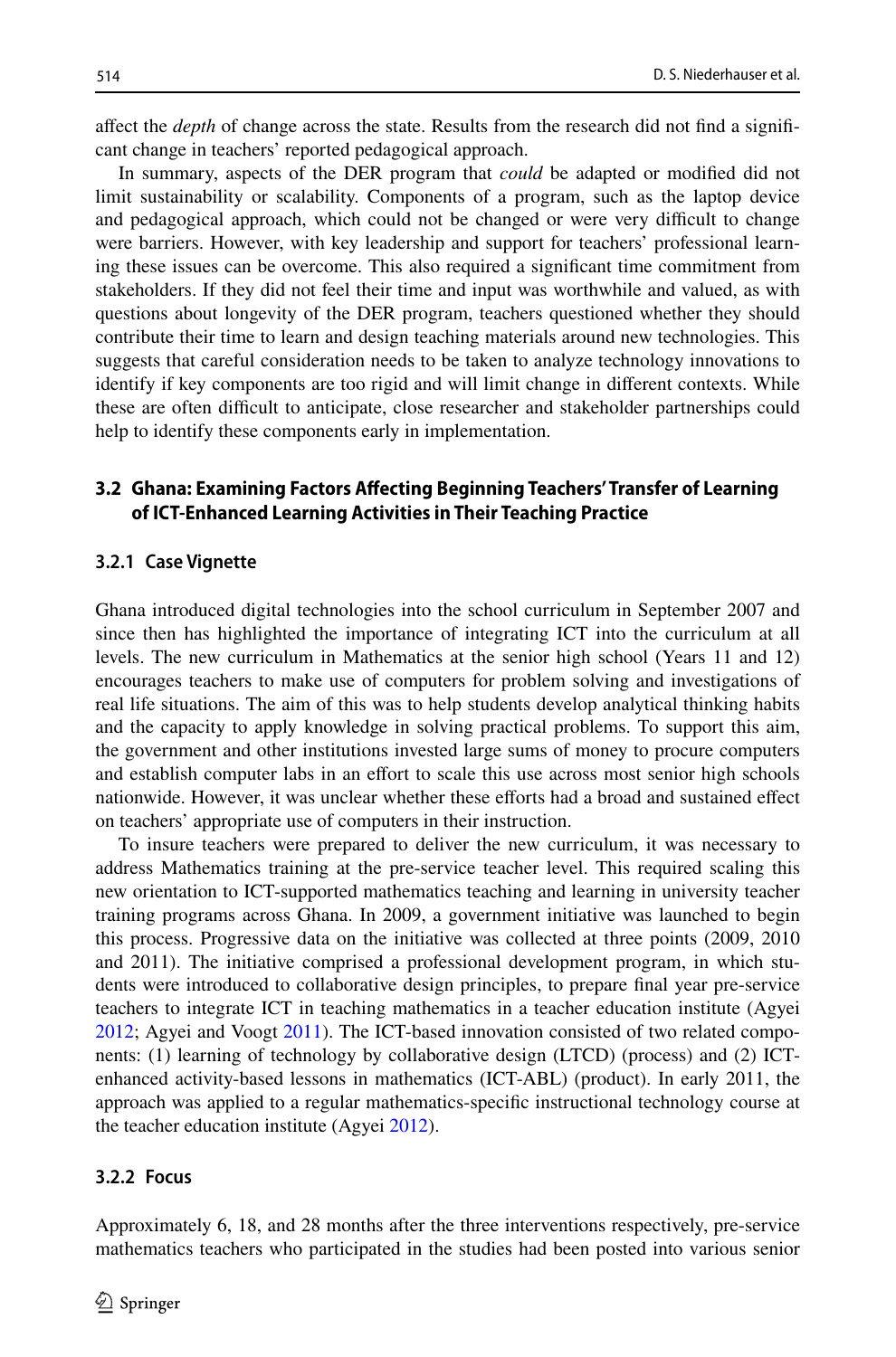affect the *depth* of change across the state. Results from the research did not find a significant change in teachers' reported pedagogical approach.

In summary, aspects of the DER program that *could* be adapted or modified did not limit sustainability or scalability. Components of a program, such as the laptop device and pedagogical approach, which could not be changed or were very difficult to change were barriers. However, with key leadership and support for teachers' professional learning these issues can be overcome. This also required a significant time commitment from stakeholders. If they did not feel their time and input was worthwhile and valued, as with questions about longevity of the DER program, teachers questioned whether they should contribute their time to learn and design teaching materials around new technologies. This suggests that careful consideration needs to be taken to analyze technology innovations to identify if key components are too rigid and will limit change in different contexts. While these are often difficult to anticipate, close researcher and stakeholder partnerships could help to identify these components early in implementation.

### 3.2 Ghana: Examining Factors Affecting Beginning Teachers' Transfer of Learning of ICT-Enhanced Learning Activities in Their Teaching Practice

#### 3.2.1 Case Vignette

Ghana introduced digital technologies into the school curriculum in September 2007 and since then has highlighted the importance of integrating ICT into the curriculum at all levels. The new curriculum in Mathematics at the senior high school (Years 11 and 12) encourages teachers to make use of computers for problem solving and investigations of real life situations. The aim of this was to help students develop analytical thinking habits and the capacity to apply knowledge in solving practical problems. To support this aim, the government and other institutions invested large sums of money to procure computers and establish computer labs in an effort to scale this use across most senior high schools nationwide. However, it was unclear whether these efforts had a broad and sustained effect on teachers' appropriate use of computers in their instruction.

To insure teachers were prepared to deliver the new curriculum, it was necessary to address Mathematics training at the pre-service teacher level. This required scaling this new orientation to ICT-supported mathematics teaching and learning in university teacher training programs across Ghana. In 2009, a government initiative was launched to begin this process. Progressive data on the initiative was collected at three points (2009, 2010 and 2011). The initiative comprised a professional development program, in which students were introduced to collaborative design principles, to prepare final year pre-service teachers to integrate ICT in teaching mathematics in a teacher education institute (Agyei 2012; Agyei and Voogt 2011). The ICT-based innovation consisted of two related components: (1) learning of technology by collaborative design (LTCD) (process) and (2) ICT-enhanced activity-based lessons in mathematics (ICT-ABL) (product). In early 2011, the approach was applied to a regular mathematics-specific instructional technology course at the teacher education institute (Agyei 2012).

#### 3.2.2 Focus

Approximately 6, 18, and 28 months after the three interventions respectively, pre-service mathematics teachers who participated in the studies had been posted into various senior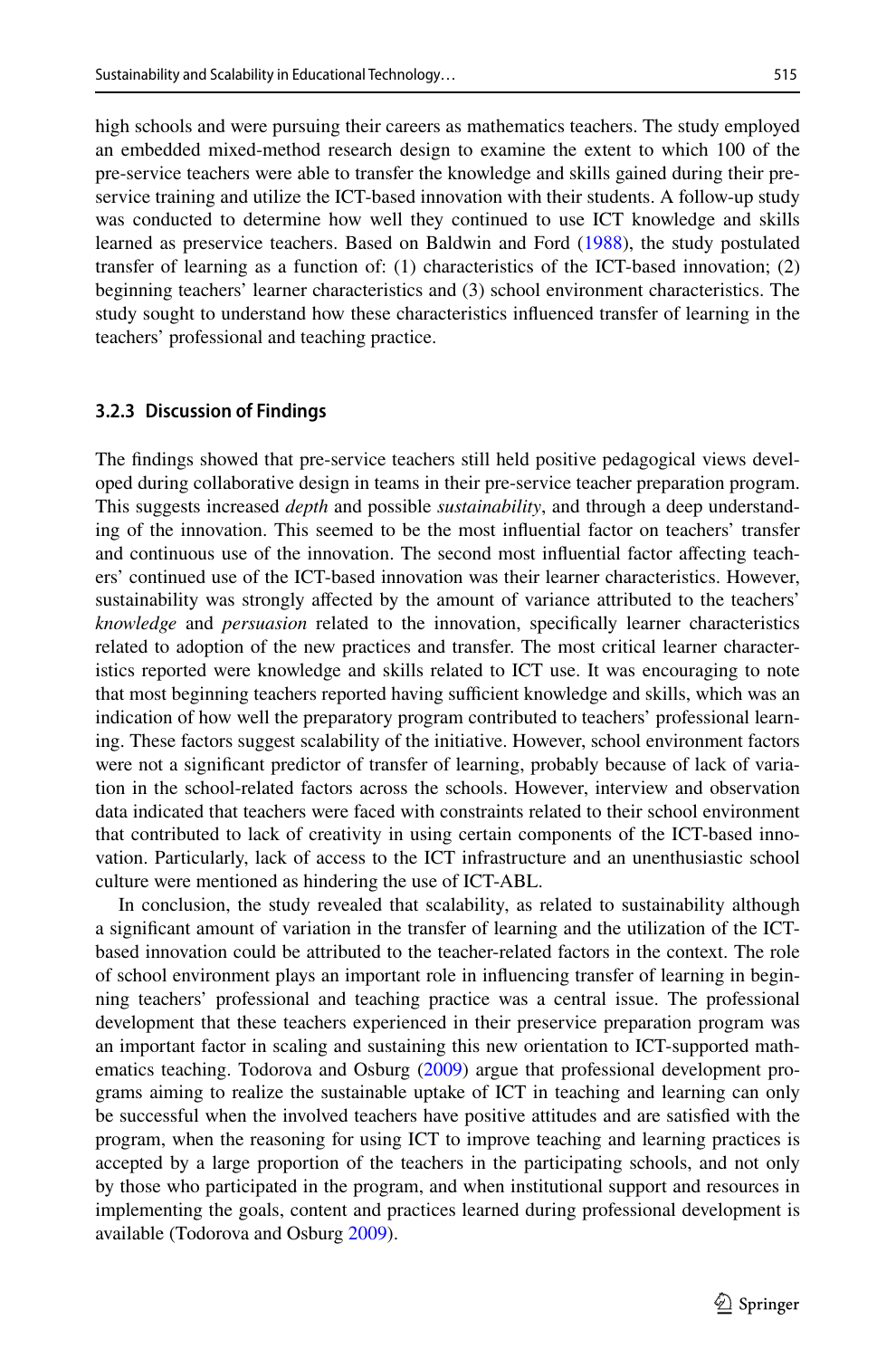high schools and were pursuing their careers as mathematics teachers. The study employed an embedded mixed-method research design to examine the extent to which 100 of the pre-service teachers were able to transfer the knowledge and skills gained during their pre-service training and utilize the ICT-based innovation with their students. A follow-up study was conducted to determine how well they continued to use ICT knowledge and skills learned as preservice teachers. Based on Baldwin and Ford (1988), the study postulated transfer of learning as a function of: (1) characteristics of the ICT-based innovation; (2) beginning teachers' learner characteristics and (3) school environment characteristics. The study sought to understand how these characteristics influenced transfer of learning in the teachers' professional and teaching practice.

### 3.2.3 Discussion of Findings

The findings showed that pre-service teachers still held positive pedagogical views developed during collaborative design in teams in their pre-service teacher preparation program. This suggests increased *depth* and possible *sustainability*, and through a deep understanding of the innovation. This seemed to be the most influential factor on teachers' transfer and continuous use of the innovation. The second most influential factor affecting teachers' continued use of the ICT-based innovation was their learner characteristics. However, sustainability was strongly affected by the amount of variance attributed to the teachers' *knowledge* and *persuasion* related to the innovation, specifically learner characteristics related to adoption of the new practices and transfer. The most critical learner characteristics reported were knowledge and skills related to ICT use. It was encouraging to note that most beginning teachers reported having sufficient knowledge and skills, which was an indication of how well the preparatory program contributed to teachers' professional learning. These factors suggest scalability of the initiative. However, school environment factors were not a significant predictor of transfer of learning, probably because of lack of variation in the school-related factors across the schools. However, interview and observation data indicated that teachers were faced with constraints related to their school environment that contributed to lack of creativity in using certain components of the ICT-based innovation. Particularly, lack of access to the ICT infrastructure and an unenthusiastic school culture were mentioned as hindering the use of ICT-ABL.

In conclusion, the study revealed that scalability, as related to sustainability although a significant amount of variation in the transfer of learning and the utilization of the ICT-based innovation could be attributed to the teacher-related factors in the context. The role of school environment plays an important role in influencing transfer of learning in beginning teachers' professional and teaching practice was a central issue. The professional development that these teachers experienced in their preservice preparation program was an important factor in scaling and sustaining this new orientation to ICT-supported mathematics teaching. Todorova and Osburg (2009) argue that professional development programs aiming to realize the sustainable uptake of ICT in teaching and learning can only be successful when the involved teachers have positive attitudes and are satisfied with the program, when the reasoning for using ICT to improve teaching and learning practices is accepted by a large proportion of the teachers in the participating schools, and not only by those who participated in the program, and when institutional support and resources in implementing the goals, content and practices learned during professional development is available (Todorova and Osburg 2009).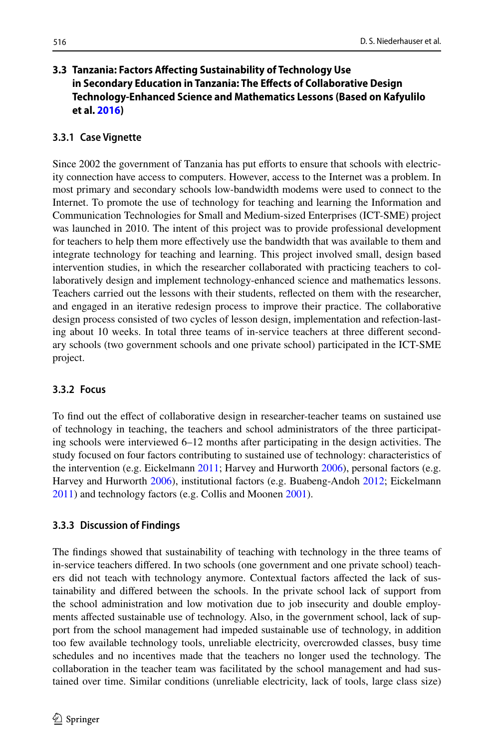### 3.3 Tanzania: Factors Affecting Sustainability of Technology Use in Secondary Education in Tanzania: The Effects of Collaborative Design Technology-Enhanced Science and Mathematics Lessons (Based on Kafyulilo et al. 2016)

#### 3.3.1 Case Vignette

Since 2002 the government of Tanzania has put efforts to ensure that schools with electricity connection have access to computers. However, access to the Internet was a problem. In most primary and secondary schools low-bandwidth modems were used to connect to the Internet. To promote the use of technology for teaching and learning the Information and Communication Technologies for Small and Medium-sized Enterprises (ICT-SME) project was launched in 2010. The intent of this project was to provide professional development for teachers to help them more effectively use the bandwidth that was available to them and integrate technology for teaching and learning. This project involved small, design based intervention studies, in which the researcher collaborated with practicing teachers to collaboratively design and implement technology-enhanced science and mathematics lessons. Teachers carried out the lessons with their students, reflected on them with the researcher, and engaged in an iterative redesign process to improve their practice. The collaborative design process consisted of two cycles of lesson design, implementation and refection-lasting about 10 weeks. In total three teams of in-service teachers at three different secondary schools (two government schools and one private school) participated in the ICT-SME project.

#### 3.3.2 Focus

To find out the effect of collaborative design in researcher-teacher teams on sustained use of technology in teaching, the teachers and school administrators of the three participating schools were interviewed 6–12 months after participating in the design activities. The study focused on four factors contributing to sustained use of technology: characteristics of the intervention (e.g. Eickelmann 2011; Harvey and Hurworth 2006), personal factors (e.g. Harvey and Hurworth 2006), institutional factors (e.g. Buabeng-Andoh 2012; Eickelmann 2011) and technology factors (e.g. Collis and Moonen 2001).

#### 3.3.3 Discussion of Findings

The findings showed that sustainability of teaching with technology in the three teams of in-service teachers differed. In two schools (one government and one private school) teachers did not teach with technology anymore. Contextual factors affected the lack of sustainability and differed between the schools. In the private school lack of support from the school administration and low motivation due to job insecurity and double employments affected sustainable use of technology. Also, in the government school, lack of support from the school management had impeded sustainable use of technology, in addition too few available technology tools, unreliable electricity, overcrowded classes, busy time schedules and no incentives made that the teachers no longer used the technology. The collaboration in the teacher team was facilitated by the school management and had sustained over time. Similar conditions (unreliable electricity, lack of tools, large class size)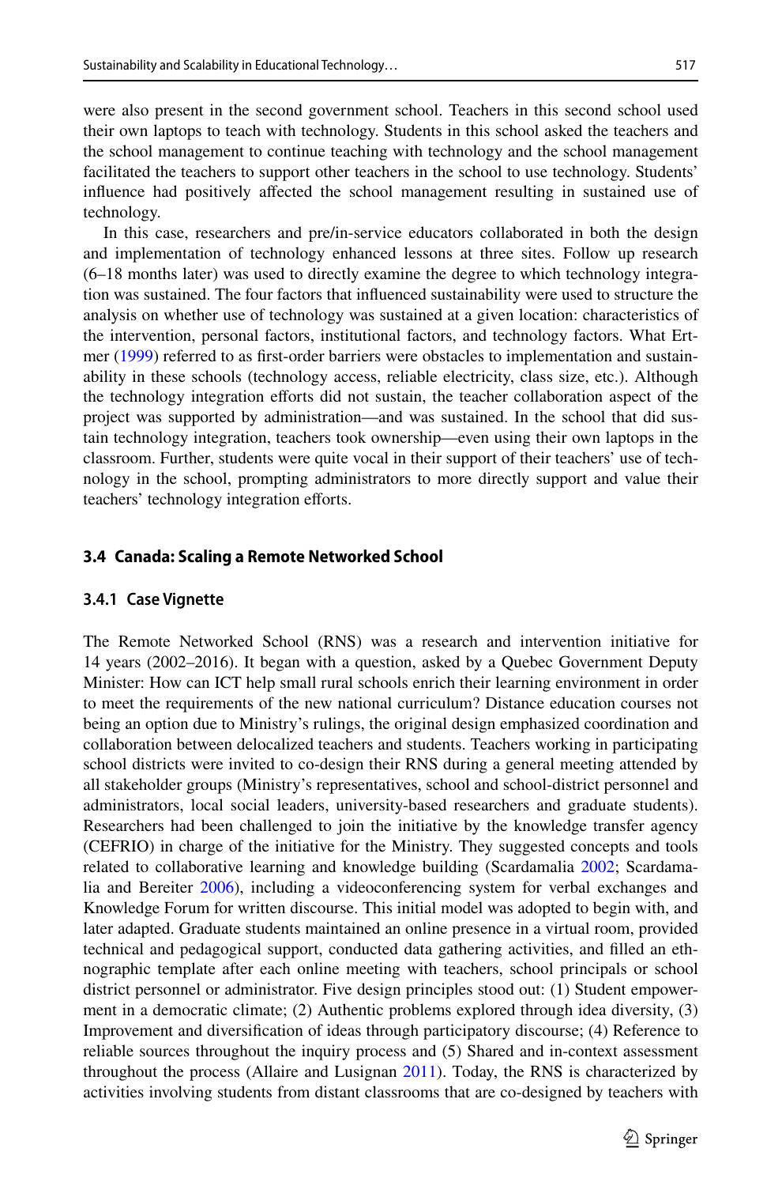were also present in the second government school. Teachers in this second school used their own laptops to teach with technology. Students in this school asked the teachers and the school management to continue teaching with technology and the school management facilitated the teachers to support other teachers in the school to use technology. Students' influence had positively affected the school management resulting in sustained use of technology.

In this case, researchers and pre/in-service educators collaborated in both the design and implementation of technology enhanced lessons at three sites. Follow up research (6–18 months later) was used to directly examine the degree to which technology integration was sustained. The four factors that influenced sustainability were used to structure the analysis on whether use of technology was sustained at a given location: characteristics of the intervention, personal factors, institutional factors, and technology factors. What Ertmer (1999) referred to as first-order barriers were obstacles to implementation and sustainability in these schools (technology access, reliable electricity, class size, etc.). Although the technology integration efforts did not sustain, the teacher collaboration aspect of the project was supported by administration—and was sustained. In the school that did sustain technology integration, teachers took ownership—even using their own laptops in the classroom. Further, students were quite vocal in their support of their teachers' use of technology in the school, prompting administrators to more directly support and value their teachers' technology integration efforts.

### 3.4 Canada: Scaling a Remote Networked School

#### 3.4.1 Case Vignette

The Remote Networked School (RNS) was a research and intervention initiative for 14 years (2002–2016). It began with a question, asked by a Quebec Government Deputy Minister: How can ICT help small rural schools enrich their learning environment in order to meet the requirements of the new national curriculum? Distance education courses not being an option due to Ministry's rulings, the original design emphasized coordination and collaboration between delocalized teachers and students. Teachers working in participating school districts were invited to co-design their RNS during a general meeting attended by all stakeholder groups (Ministry's representatives, school and school-district personnel and administrators, local social leaders, university-based researchers and graduate students). Researchers had been challenged to join the initiative by the knowledge transfer agency (CEFRIO) in charge of the initiative for the Ministry. They suggested concepts and tools related to collaborative learning and knowledge building (Scardamalia 2002; Scardamalia and Bereiter 2006), including a videoconferencing system for verbal exchanges and Knowledge Forum for written discourse. This initial model was adopted to begin with, and later adapted. Graduate students maintained an online presence in a virtual room, provided technical and pedagogical support, conducted data gathering activities, and filled an ethnographic template after each online meeting with teachers, school principals or school district personnel or administrator. Five design principles stood out: (1) Student empowerment in a democratic climate; (2) Authentic problems explored through idea diversity, (3) Improvement and diversification of ideas through participatory discourse; (4) Reference to reliable sources throughout the inquiry process and (5) Shared and in-context assessment throughout the process (Allaire and Lusignan 2011). Today, the RNS is characterized by activities involving students from distant classrooms that are co-designed by teachers with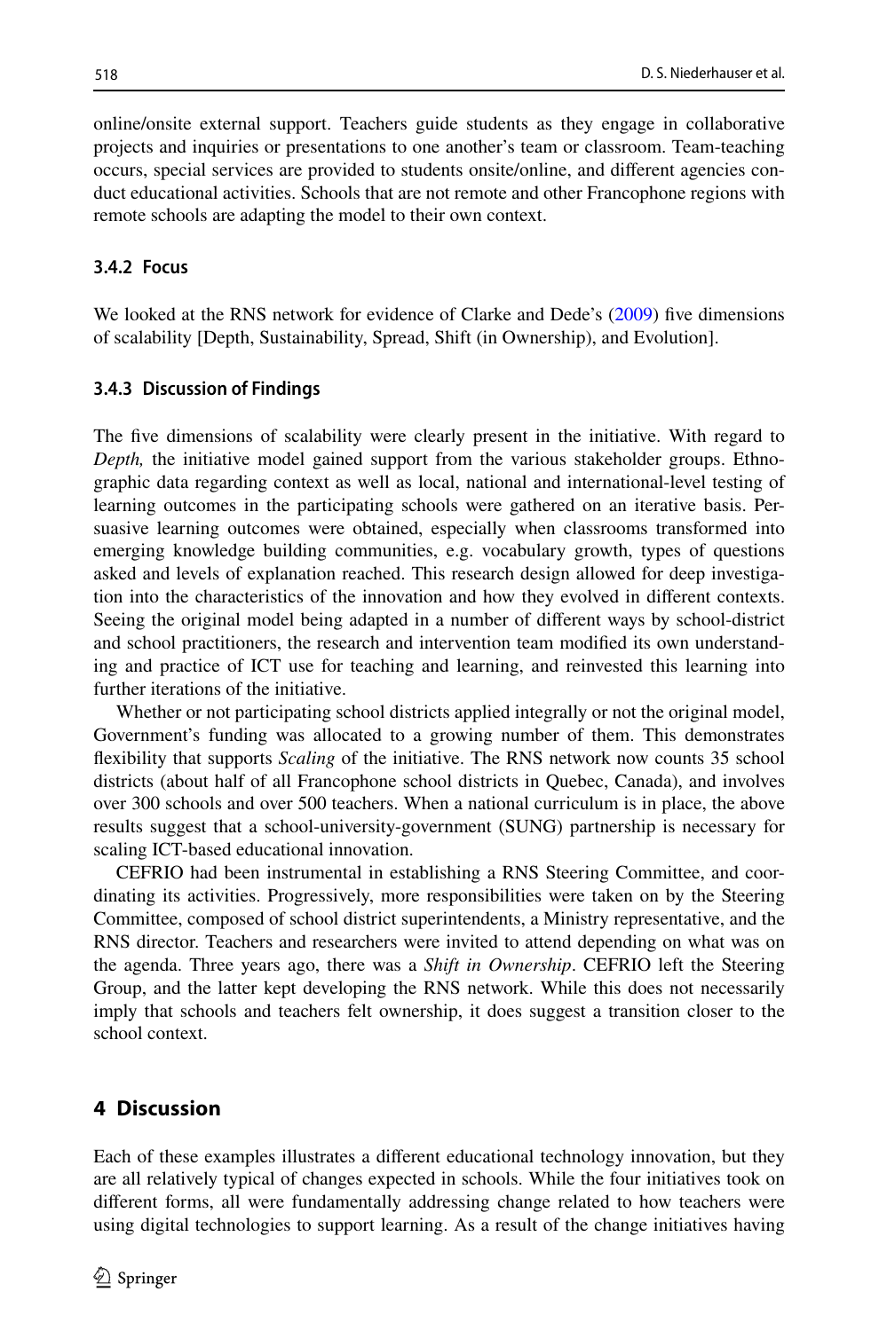online/onsite external support. Teachers guide students as they engage in collaborative projects and inquiries or presentations to one another's team or classroom. Team-teaching occurs, special services are provided to students onsite/online, and different agencies conduct educational activities. Schools that are not remote and other Francophone regions with remote schools are adapting the model to their own context.

### 3.4.2 Focus

We looked at the RNS network for evidence of Clarke and Dede's (2009) five dimensions of scalability [Depth, Sustainability, Spread, Shift (in Ownership), and Evolution].

### 3.4.3 Discussion of Findings

The five dimensions of scalability were clearly present in the initiative. With regard to *Depth,* the initiative model gained support from the various stakeholder groups. Ethnographic data regarding context as well as local, national and international-level testing of learning outcomes in the participating schools were gathered on an iterative basis. Persuasive learning outcomes were obtained, especially when classrooms transformed into emerging knowledge building communities, e.g. vocabulary growth, types of questions asked and levels of explanation reached. This research design allowed for deep investigation into the characteristics of the innovation and how they evolved in different contexts. Seeing the original model being adapted in a number of different ways by school-district and school practitioners, the research and intervention team modified its own understanding and practice of ICT use for teaching and learning, and reinvested this learning into further iterations of the initiative.

Whether or not participating school districts applied integrally or not the original model, Government's funding was allocated to a growing number of them. This demonstrates flexibility that supports *Scaling* of the initiative. The RNS network now counts 35 school districts (about half of all Francophone school districts in Quebec, Canada), and involves over 300 schools and over 500 teachers. When a national curriculum is in place, the above results suggest that a school-university-government (SUNG) partnership is necessary for scaling ICT-based educational innovation.

CEFRIO had been instrumental in establishing a RNS Steering Committee, and coordinating its activities. Progressively, more responsibilities were taken on by the Steering Committee, composed of school district superintendents, a Ministry representative, and the RNS director. Teachers and researchers were invited to attend depending on what was on the agenda. Three years ago, there was a *Shift in Ownership*. CEFRIO left the Steering Group, and the latter kept developing the RNS network. While this does not necessarily imply that schools and teachers felt ownership, it does suggest a transition closer to the school context.

## 4 Discussion

Each of these examples illustrates a different educational technology innovation, but they are all relatively typical of changes expected in schools. While the four initiatives took on different forms, all were fundamentally addressing change related to how teachers were using digital technologies to support learning. As a result of the change initiatives having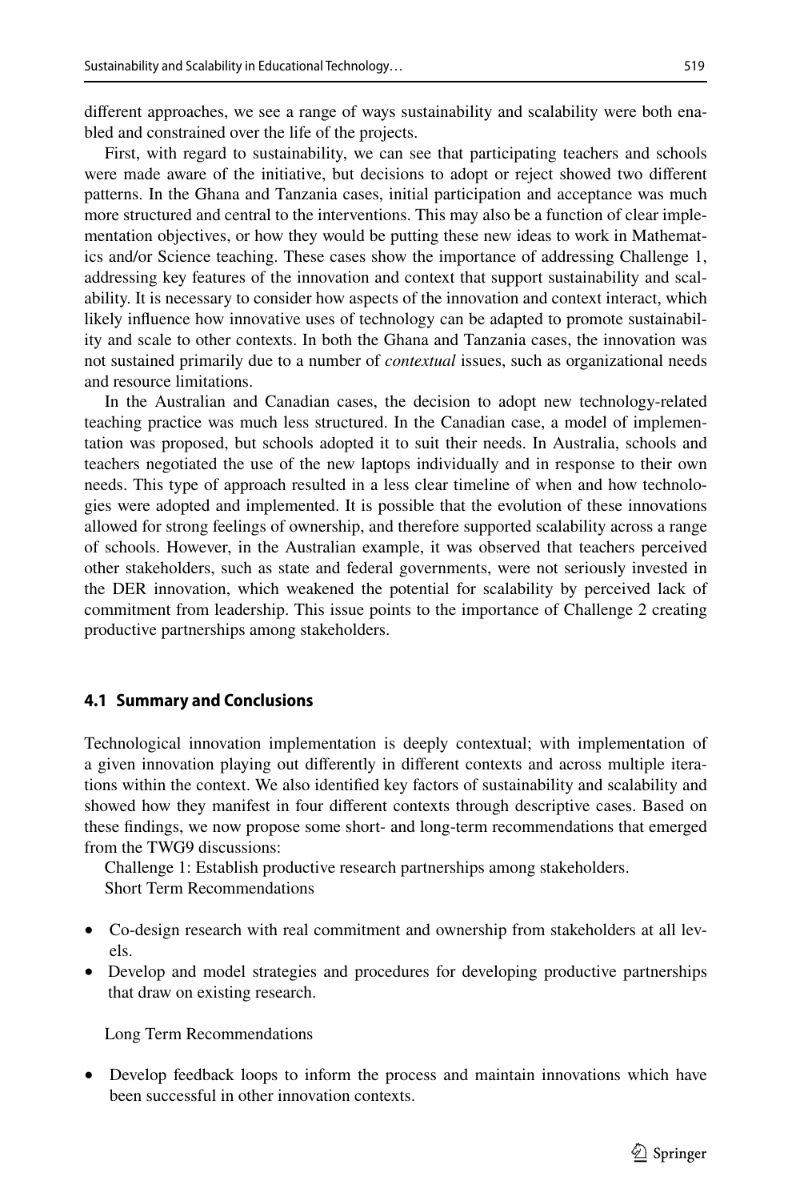different approaches, we see a range of ways sustainability and scalability were both enabled and constrained over the life of the projects.

First, with regard to sustainability, we can see that participating teachers and schools were made aware of the initiative, but decisions to adopt or reject showed two different patterns. In the Ghana and Tanzania cases, initial participation and acceptance was much more structured and central to the interventions. This may also be a function of clear implementation objectives, or how they would be putting these new ideas to work in Mathematics and/or Science teaching. These cases show the importance of addressing Challenge 1, addressing key features of the innovation and context that support sustainability and scalability. It is necessary to consider how aspects of the innovation and context interact, which likely influence how innovative uses of technology can be adapted to promote sustainability and scale to other contexts. In both the Ghana and Tanzania cases, the innovation was not sustained primarily due to a number of *contextual* issues, such as organizational needs and resource limitations.

In the Australian and Canadian cases, the decision to adopt new technology-related teaching practice was much less structured. In the Canadian case, a model of implementation was proposed, but schools adopted it to suit their needs. In Australia, schools and teachers negotiated the use of the new laptops individually and in response to their own needs. This type of approach resulted in a less clear timeline of when and how technologies were adopted and implemented. It is possible that the evolution of these innovations allowed for strong feelings of ownership, and therefore supported scalability across a range of schools. However, in the Australian example, it was observed that teachers perceived other stakeholders, such as state and federal governments, were not seriously invested in the DER innovation, which weakened the potential for scalability by perceived lack of commitment from leadership. This issue points to the importance of Challenge 2 creating productive partnerships among stakeholders.

### 4.1 Summary and Conclusions

Technological innovation implementation is deeply contextual; with implementation of a given innovation playing out differently in different contexts and across multiple iterations within the context. We also identified key factors of sustainability and scalability and showed how they manifest in four different contexts through descriptive cases. Based on these findings, we now propose some short- and long-term recommendations that emerged from the TWG9 discussions:

Challenge 1: Establish productive research partnerships among stakeholders.

Short Term Recommendations

- Co-design research with real commitment and ownership from stakeholders at all levels.
- Develop and model strategies and procedures for developing productive partnerships that draw on existing research.

Long Term Recommendations

- Develop feedback loops to inform the process and maintain innovations which have been successful in other innovation contexts.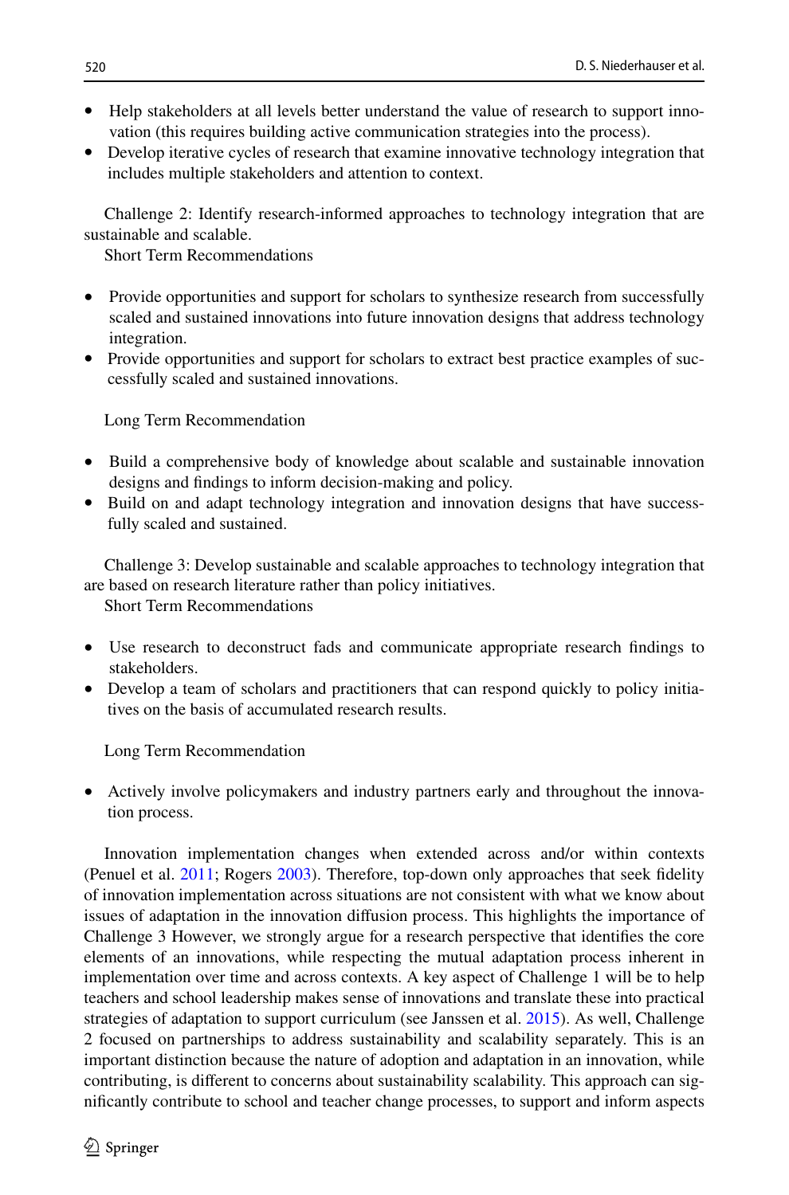- Help stakeholders at all levels better understand the value of research to support innovation (this requires building active communication strategies into the process).
- Develop iterative cycles of research that examine innovative technology integration that includes multiple stakeholders and attention to context.

Challenge 2: Identify research-informed approaches to technology integration that are sustainable and scalable.

Short Term Recommendations

- Provide opportunities and support for scholars to synthesize research from successfully scaled and sustained innovations into future innovation designs that address technology integration.
- Provide opportunities and support for scholars to extract best practice examples of successfully scaled and sustained innovations.

Long Term Recommendation

- Build a comprehensive body of knowledge about scalable and sustainable innovation designs and findings to inform decision-making and policy.
- Build on and adapt technology integration and innovation designs that have successfully scaled and sustained.

Challenge 3: Develop sustainable and scalable approaches to technology integration that are based on research literature rather than policy initiatives.

Short Term Recommendations

- Use research to deconstruct fads and communicate appropriate research findings to stakeholders.
- Develop a team of scholars and practitioners that can respond quickly to policy initiatives on the basis of accumulated research results.

Long Term Recommendation

- Actively involve policymakers and industry partners early and throughout the innovation process.

Innovation implementation changes when extended across and/or within contexts (Penuel et al. 2011; Rogers 2003). Therefore, top-down only approaches that seek fidelity of innovation implementation across situations are not consistent with what we know about issues of adaptation in the innovation diffusion process. This highlights the importance of Challenge 3 However, we strongly argue for a research perspective that identifies the core elements of an innovations, while respecting the mutual adaptation process inherent in implementation over time and across contexts. A key aspect of Challenge 1 will be to help teachers and school leadership makes sense of innovations and translate these into practical strategies of adaptation to support curriculum (see Janssen et al. 2015). As well, Challenge 2 focused on partnerships to address sustainability and scalability separately. This is an important distinction because the nature of adoption and adaptation in an innovation, while contributing, is different to concerns about sustainability scalability. This approach can significantly contribute to school and teacher change processes, to support and inform aspects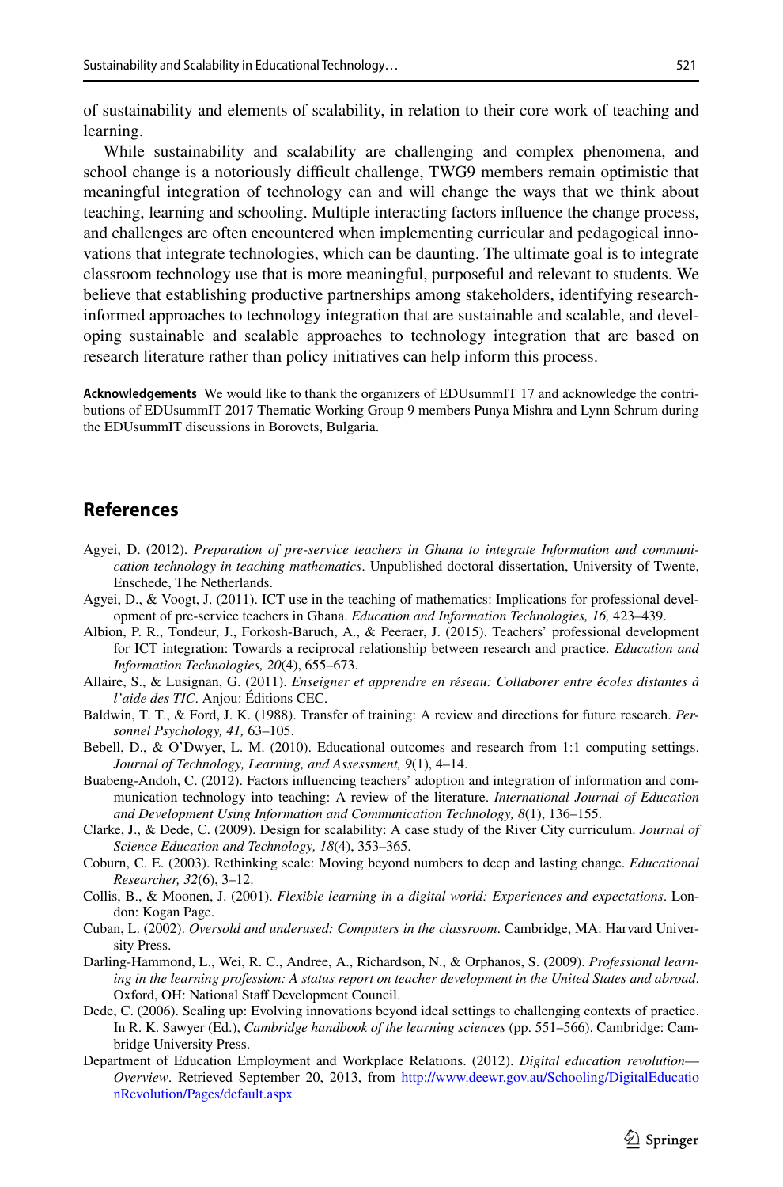of sustainability and elements of scalability, in relation to their core work of teaching and learning.

While sustainability and scalability are challenging and complex phenomena, and school change is a notoriously difficult challenge, TWG9 members remain optimistic that meaningful integration of technology can and will change the ways that we think about teaching, learning and schooling. Multiple interacting factors influence the change process, and challenges are often encountered when implementing curricular and pedagogical innovations that integrate technologies, which can be daunting. The ultimate goal is to integrate classroom technology use that is more meaningful, purposeful and relevant to students. We believe that establishing productive partnerships among stakeholders, identifying research-informed approaches to technology integration that are sustainable and scalable, and developing sustainable and scalable approaches to technology integration that are based on research literature rather than policy initiatives can help inform this process.

**Acknowledgements** We would like to thank the organizers of EDUsummIT 17 and acknowledge the contributions of EDUsummIT 2017 Thematic Working Group 9 members Punya Mishra and Lynn Schrum during the EDUsummIT discussions in Borovets, Bulgaria.

## References

Agyei, D. (2012). *Preparation of pre-service teachers in Ghana to integrate Information and communication technology in teaching mathematics*. Unpublished doctoral dissertation, University of Twente, Enschede, The Netherlands.

Agyei, D., & Voogt, J. (2011). ICT use in the teaching of mathematics: Implications for professional development of pre-service teachers in Ghana. *Education and Information Technologies, 16,* 423–439.

Albion, P. R., Tondeur, J., Forkosh-Baruch, A., & Peeraer, J. (2015). Teachers' professional development for ICT integration: Towards a reciprocal relationship between research and practice. *Education and Information Technologies, 20*(4), 655–673.

Allaire, S., & Lusignan, G. (2011). *Enseigner et apprendre en réseau: Collaborer entre écoles distantes à l'aide des TIC*. Anjou: Éditions CEC.

Baldwin, T. T., & Ford, J. K. (1988). Transfer of training: A review and directions for future research. *Personnel Psychology, 41,* 63–105.

Bebell, D., & O'Dwyer, L. M. (2010). Educational outcomes and research from 1:1 computing settings. *Journal of Technology, Learning, and Assessment, 9*(1), 4–14.

Buabeng-Andoh, C. (2012). Factors influencing teachers' adoption and integration of information and communication technology into teaching: A review of the literature. *International Journal of Education and Development Using Information and Communication Technology, 8*(1), 136–155.

Clarke, J., & Dede, C. (2009). Design for scalability: A case study of the River City curriculum. *Journal of Science Education and Technology, 18*(4), 353–365.

Coburn, C. E. (2003). Rethinking scale: Moving beyond numbers to deep and lasting change. *Educational Researcher, 32*(6), 3–12.

Collis, B., & Moonen, J. (2001). *Flexible learning in a digital world: Experiences and expectations*. London: Kogan Page.

Cuban, L. (2002). *Oversold and underused: Computers in the classroom*. Cambridge, MA: Harvard University Press.

Darling-Hammond, L., Wei, R. C., Andree, A., Richardson, N., & Orphanos, S. (2009). *Professional learning in the learning profession: A status report on teacher development in the United States and abroad*. Oxford, OH: National Staff Development Council.

Dede, C. (2006). Scaling up: Evolving innovations beyond ideal settings to challenging contexts of practice. In R. K. Sawyer (Ed.), *Cambridge handbook of the learning sciences* (pp. 551–566). Cambridge: Cambridge University Press.

Department of Education Employment and Workplace Relations. (2012). *Digital education revolution—Overview*. Retrieved September 20, 2013, from http://www.deewr.gov.au/Schooling/DigitalEducationRevolution/Pages/default.aspx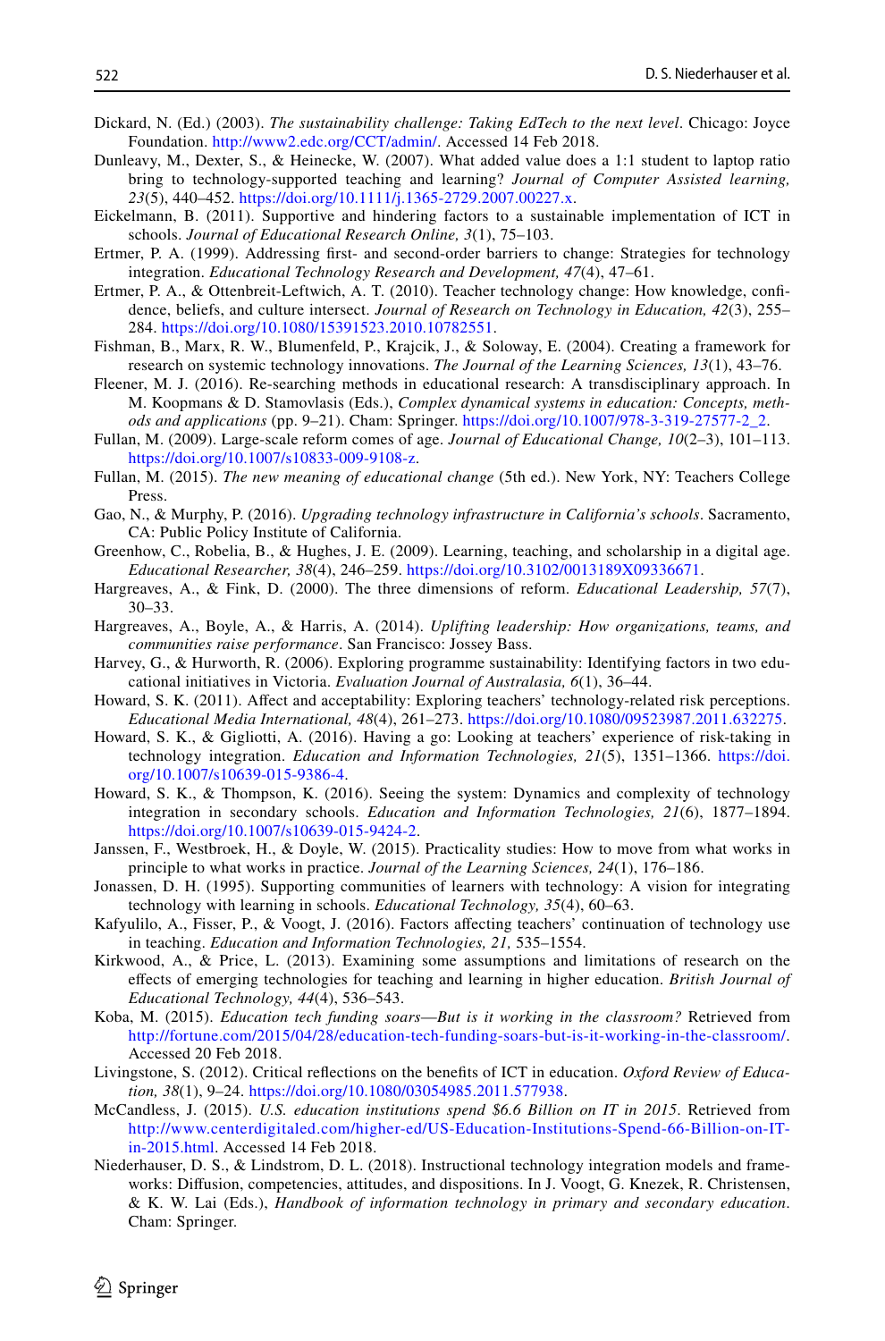Dickard, N. (Ed.) (2003). *The sustainability challenge: Taking EdTech to the next level*. Chicago: Joyce Foundation. http://www2.edc.org/CCT/admin/. Accessed 14 Feb 2018.

Dunleavy, M., Dexter, S., & Heinecke, W. (2007). What added value does a 1:1 student to laptop ratio bring to technology-supported teaching and learning? *Journal of Computer Assisted learning, 23*(5), 440–452. https://doi.org/10.1111/j.1365-2729.2007.00227.x.

Eickelmann, B. (2011). Supportive and hindering factors to a sustainable implementation of ICT in schools. *Journal of Educational Research Online, 3*(1), 75–103.

Ertmer, P. A. (1999). Addressing first- and second-order barriers to change: Strategies for technology integration. *Educational Technology Research and Development, 47*(4), 47–61.

Ertmer, P. A., & Ottenbreit-Leftwich, A. T. (2010). Teacher technology change: How knowledge, confidence, beliefs, and culture intersect. *Journal of Research on Technology in Education, 42*(3), 255–284. https://doi.org/10.1080/15391523.2010.10782551.

Fishman, B., Marx, R. W., Blumenfeld, P., Krajcik, J., & Soloway, E. (2004). Creating a framework for research on systemic technology innovations. *The Journal of the Learning Sciences, 13*(1), 43–76.

Fleener, M. J. (2016). Re-searching methods in educational research: A transdisciplinary approach. In M. Koopmans & D. Stamovlasis (Eds.), *Complex dynamical systems in education: Concepts, methods and applications* (pp. 9–21). Cham: Springer. https://doi.org/10.1007/978-3-319-27577-2_2.

Fullan, M. (2009). Large-scale reform comes of age. *Journal of Educational Change, 10*(2–3), 101–113. https://doi.org/10.1007/s10833-009-9108-z.

Fullan, M. (2015). *The new meaning of educational change* (5th ed.). New York, NY: Teachers College Press.

Gao, N., & Murphy, P. (2016). *Upgrading technology infrastructure in California's schools*. Sacramento, CA: Public Policy Institute of California.

Greenhow, C., Robelia, B., & Hughes, J. E. (2009). Learning, teaching, and scholarship in a digital age. *Educational Researcher, 38*(4), 246–259. https://doi.org/10.3102/0013189X09336671.

Hargreaves, A., & Fink, D. (2000). The three dimensions of reform. *Educational Leadership, 57*(7), 30–33.

Hargreaves, A., Boyle, A., & Harris, A. (2014). *Uplifting leadership: How organizations, teams, and communities raise performance*. San Francisco: Jossey Bass.

Harvey, G., & Hurworth, R. (2006). Exploring programme sustainability: Identifying factors in two educational initiatives in Victoria. *Evaluation Journal of Australasia, 6*(1), 36–44.

Howard, S. K. (2011). Affect and acceptability: Exploring teachers' technology-related risk perceptions. *Educational Media International, 48*(4), 261–273. https://doi.org/10.1080/09523987.2011.632275.

Howard, S. K., & Gigliotti, A. (2016). Having a go: Looking at teachers' experience of risk-taking in technology integration. *Education and Information Technologies, 21*(5), 1351–1366. https://doi.org/10.1007/s10639-015-9386-4.

Howard, S. K., & Thompson, K. (2016). Seeing the system: Dynamics and complexity of technology integration in secondary schools. *Education and Information Technologies, 21*(6), 1877–1894. https://doi.org/10.1007/s10639-015-9424-2.

Janssen, F., Westbroek, H., & Doyle, W. (2015). Practicality studies: How to move from what works in principle to what works in practice. *Journal of the Learning Sciences, 24*(1), 176–186.

Jonassen, D. H. (1995). Supporting communities of learners with technology: A vision for integrating technology with learning in schools. *Educational Technology, 35*(4), 60–63.

Kafyulilo, A., Fisser, P., & Voogt, J. (2016). Factors affecting teachers' continuation of technology use in teaching. *Education and Information Technologies, 21,* 535–1554.

Kirkwood, A., & Price, L. (2013). Examining some assumptions and limitations of research on the effects of emerging technologies for teaching and learning in higher education. *British Journal of Educational Technology, 44*(4), 536–543.

Koba, M. (2015). *Education tech funding soars—But is it working in the classroom?* Retrieved from http://fortune.com/2015/04/28/education-tech-funding-soars-but-is-it-working-in-the-classroom/. Accessed 20 Feb 2018.

Livingstone, S. (2012). Critical reflections on the benefits of ICT in education. *Oxford Review of Education, 38*(1), 9–24. https://doi.org/10.1080/03054985.2011.577938.

McCandless, J. (2015). *U.S. education institutions spend $6.6 Billion on IT in 2015*. Retrieved from http://www.centerdigitaled.com/higher-ed/US-Education-Institutions-Spend-66-Billion-on-IT-in-2015.html. Accessed 14 Feb 2018.

Niederhauser, D. S., & Lindstrom, D. L. (2018). Instructional technology integration models and frameworks: Diffusion, competencies, attitudes, and dispositions. In J. Voogt, G. Knezek, R. Christensen, & K. W. Lai (Eds.), *Handbook of information technology in primary and secondary education*. Cham: Springer.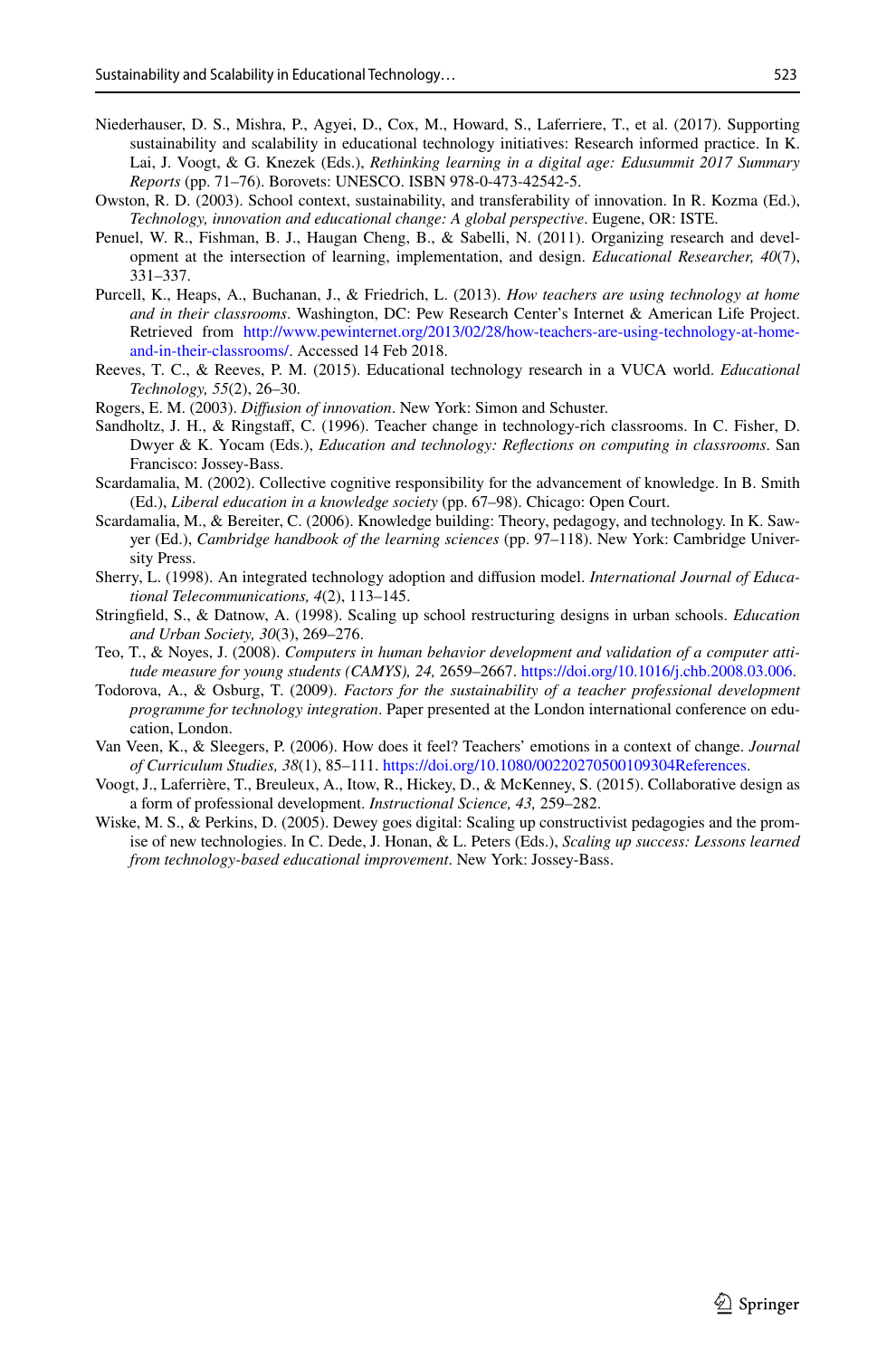Niederhauser, D. S., Mishra, P., Agyei, D., Cox, M., Howard, S., Laferriere, T., et al. (2017). Supporting sustainability and scalability in educational technology initiatives: Research informed practice. In K. Lai, J. Voogt, & G. Knezek (Eds.), *Rethinking learning in a digital age: Edusummit 2017 Summary Reports* (pp. 71–76). Borovets: UNESCO. ISBN 978-0-473-42542-5.

Owston, R. D. (2003). School context, sustainability, and transferability of innovation. In R. Kozma (Ed.), *Technology, innovation and educational change: A global perspective*. Eugene, OR: ISTE.

Penuel, W. R., Fishman, B. J., Haugan Cheng, B., & Sabelli, N. (2011). Organizing research and development at the intersection of learning, implementation, and design. *Educational Researcher, 40*(7), 331–337.

Purcell, K., Heaps, A., Buchanan, J., & Friedrich, L. (2013). *How teachers are using technology at home and in their classrooms*. Washington, DC: Pew Research Center's Internet & American Life Project. Retrieved from http://www.pewinternet.org/2013/02/28/how-teachers-are-using-technology-at-home-and-in-their-classrooms/. Accessed 14 Feb 2018.

Reeves, T. C., & Reeves, P. M. (2015). Educational technology research in a VUCA world. *Educational Technology, 55*(2), 26–30.

Rogers, E. M. (2003). *Diffusion of innovation*. New York: Simon and Schuster.

Sandholtz, J. H., & Ringstaff, C. (1996). Teacher change in technology-rich classrooms. In C. Fisher, D. Dwyer & K. Yocam (Eds.), *Education and technology: Reflections on computing in classrooms*. San Francisco: Jossey-Bass.

Scardamalia, M. (2002). Collective cognitive responsibility for the advancement of knowledge. In B. Smith (Ed.), *Liberal education in a knowledge society* (pp. 67–98). Chicago: Open Court.

Scardamalia, M., & Bereiter, C. (2006). Knowledge building: Theory, pedagogy, and technology. In K. Sawyer (Ed.), *Cambridge handbook of the learning sciences* (pp. 97–118). New York: Cambridge University Press.

Sherry, L. (1998). An integrated technology adoption and diffusion model. *International Journal of Educational Telecommunications, 4*(2), 113–145.

Stringfield, S., & Datnow, A. (1998). Scaling up school restructuring designs in urban schools. *Education and Urban Society, 30*(3), 269–276.

Teo, T., & Noyes, J. (2008). *Computers in human behavior development and validation of a computer attitude measure for young students (CAMYS), 24,* 2659–2667. https://doi.org/10.1016/j.chb.2008.03.006.

Todorova, A., & Osburg, T. (2009). *Factors for the sustainability of a teacher professional development programme for technology integration*. Paper presented at the London international conference on education, London.

Van Veen, K., & Sleegers, P. (2006). How does it feel? Teachers' emotions in a context of change. *Journal of Curriculum Studies, 38*(1), 85–111. https://doi.org/10.1080/00220270500109304References.

Voogt, J., Laferrière, T., Breuleux, A., Itow, R., Hickey, D., & McKenney, S. (2015). Collaborative design as a form of professional development. *Instructional Science, 43,* 259–282.

Wiske, M. S., & Perkins, D. (2005). Dewey goes digital: Scaling up constructivist pedagogies and the promise of new technologies. In C. Dede, J. Honan, & L. Peters (Eds.), *Scaling up success: Lessons learned from technology-based educational improvement*. New York: Jossey-Bass.